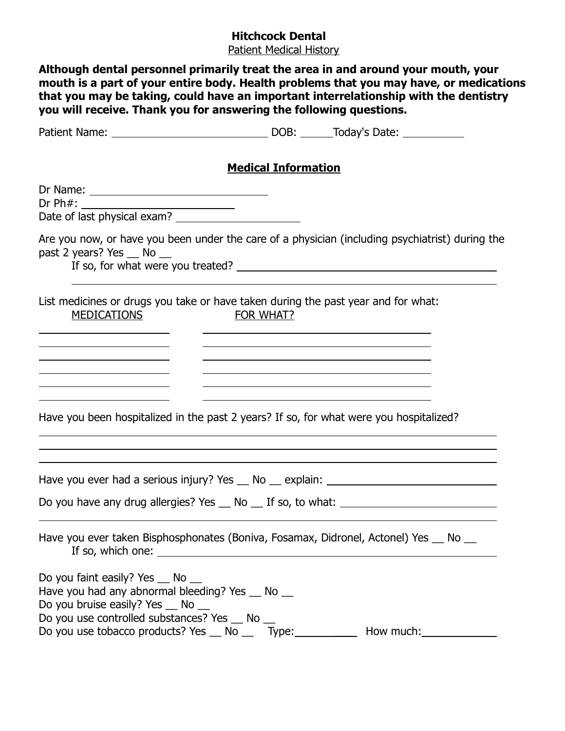# Hitchcock Dental

Patient Medical History

**Although dental personnel primarily treat the area in and around your mouth, your mouth is a part of your entire body. Health problems that you may have, or medications that you may be taking, could have an important interrelationship with the dentistry you will receive. Thank you for answering the following questions.**

Patient Name: ______________________ DOB: _____ Today's Date: __________

## Medical Information

Dr Name: ______________________________

Dr Ph#: ________________________

Date of last physical exam? ____________________

Are you now, or have you been under the care of a physician (including psychiatrist) during the past 2 years? Yes __ No __

If so, for what were you treated? ________________________________________

________________________________________________________________

List medicines or drugs you take or have taken during the past year and for what:

| MEDICATIONS | FOR WHAT? |
| --- | --- |
| | |
| | |
| | |
| | |
| | |
| | |

Have you been hospitalized in the past 2 years? If so, for what were you hospitalized?

________________________________________________________________

________________________________________________________________

________________________________________________________________

Have you ever had a serious injury? Yes __ No __ explain: ___________________________

Do you have any drug allergies? Yes __ No __ If so, to what: _________________________

________________________________________________________________

Have you ever taken Bisphosphonates (Boniva, Fosamax, Didronel, Actonel) Yes __ No __

If so, which one: ______________________________________________

Do you faint easily? Yes __ No __

Have you had any abnormal bleeding? Yes __ No __

Do you bruise easily? Yes __ No __

Do you use controlled substances? Yes __ No __

Do you use tobacco products? Yes __ No __ Type: __________ How much: ____________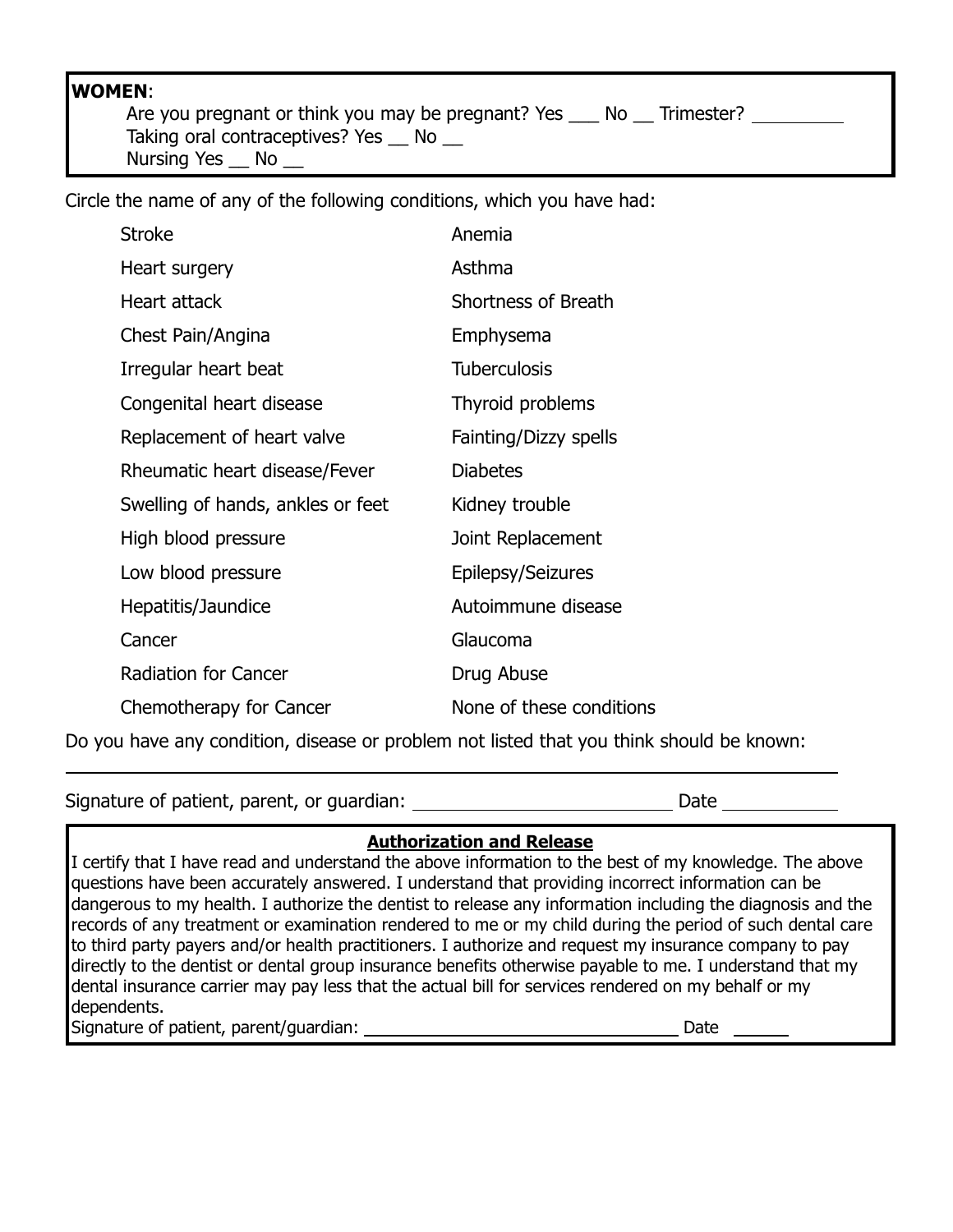**WOMEN**:

Are you pregnant or think you may be pregnant? Yes ___ No __ Trimester? _________

Taking oral contraceptives? Yes __ No __

Nursing Yes __ No __

Circle the name of any of the following conditions, which you have had:

| | |
|---|---|
| Stroke | Anemia |
| Heart surgery | Asthma |
| Heart attack | Shortness of Breath |
| Chest Pain/Angina | Emphysema |
| Irregular heart beat | Tuberculosis |
| Congenital heart disease | Thyroid problems |
| Replacement of heart valve | Fainting/Dizzy spells |
| Rheumatic heart disease/Fever | Diabetes |
| Swelling of hands, ankles or feet | Kidney trouble |
| High blood pressure | Joint Replacement |
| Low blood pressure | Epilepsy/Seizures |
| Hepatitis/Jaundice | Autoimmune disease |
| Cancer | Glaucoma |
| Radiation for Cancer | Drug Abuse |
| Chemotherapy for Cancer | None of these conditions |

Do you have any condition, disease or problem not listed that you think should be known:

______________________________________________________________________________

Signature of patient, parent, or guardian: __________________________ Date ___________

**Authorization and Release**

I certify that I have read and understand the above information to the best of my knowledge. The above questions have been accurately answered. I understand that providing incorrect information can be dangerous to my health. I authorize the dentist to release any information including the diagnosis and the records of any treatment or examination rendered to me or my child during the period of such dental care to third party payers and/or health practitioners. I authorize and request my insurance company to pay directly to the dentist or dental group insurance benefits otherwise payable to me. I understand that my dental insurance carrier may pay less that the actual bill for services rendered on my behalf or my dependents.

Signature of patient, parent/guardian: _________________________________ Date ______